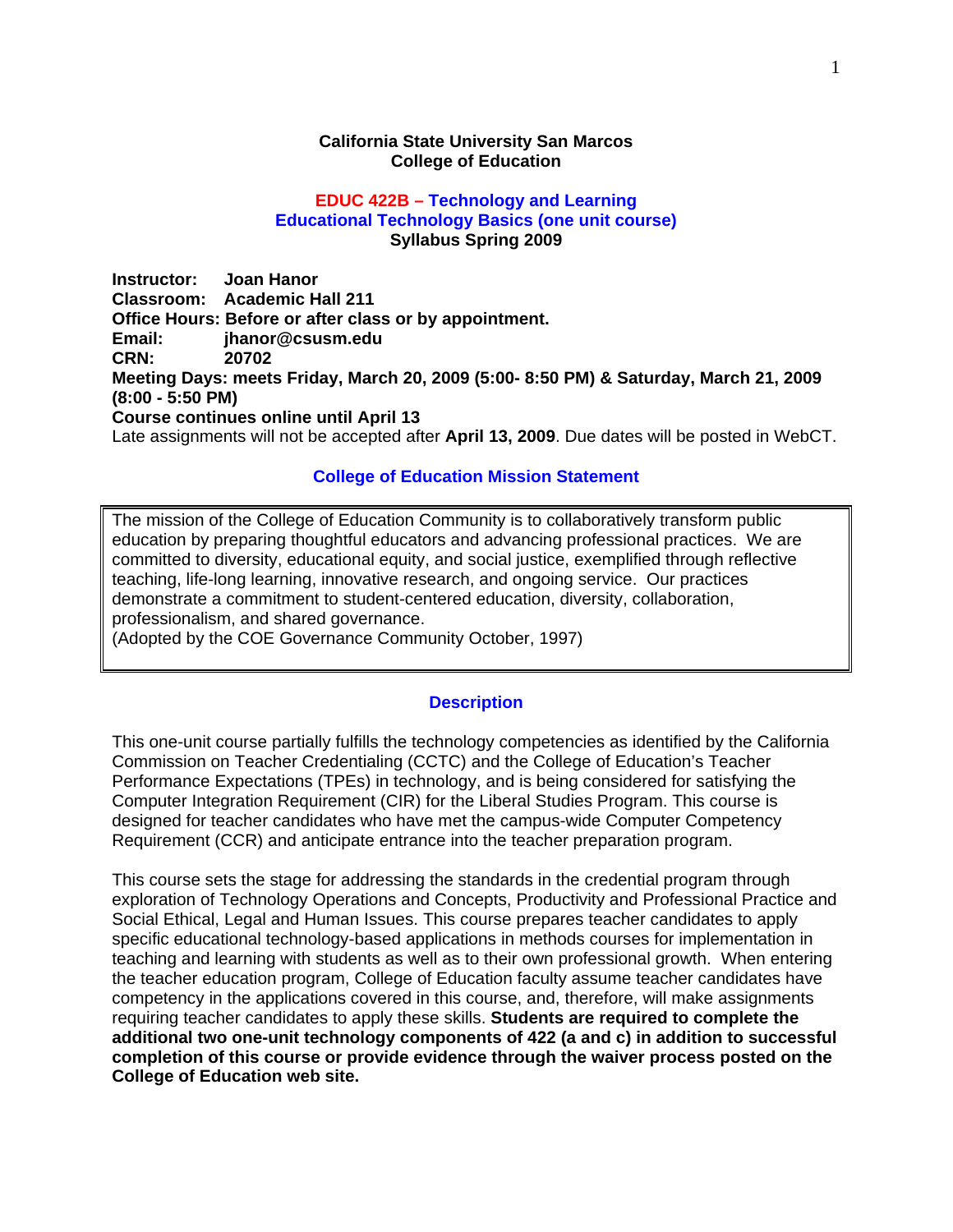**California State University San Marcos**
**College of Education**

## EDUC 422B – Technology and Learning
## Educational Technology Basics (one unit course)
**Syllabus Spring 2009**

**Instructor:** Joan Hanor
**Classroom:** Academic Hall 211
**Office Hours: Before or after class or by appointment.**
**Email:** jhanor@csusm.edu
**CRN:** 20702
**Meeting Days: meets Friday, March 20, 2009 (5:00- 8:50 PM) & Saturday, March 21, 2009 (8:00 - 5:50 PM)**
**Course continues online until April 13**
Late assignments will not be accepted after **April 13, 2009**. Due dates will be posted in WebCT.

### College of Education Mission Statement

The mission of the College of Education Community is to collaboratively transform public education by preparing thoughtful educators and advancing professional practices. We are committed to diversity, educational equity, and social justice, exemplified through reflective teaching, life-long learning, innovative research, and ongoing service. Our practices demonstrate a commitment to student-centered education, diversity, collaboration, professionalism, and shared governance.
(Adopted by the COE Governance Community October, 1997)

### Description

This one-unit course partially fulfills the technology competencies as identified by the California Commission on Teacher Credentialing (CCTC) and the College of Education's Teacher Performance Expectations (TPEs) in technology, and is being considered for satisfying the Computer Integration Requirement (CIR) for the Liberal Studies Program. This course is designed for teacher candidates who have met the campus-wide Computer Competency Requirement (CCR) and anticipate entrance into the teacher preparation program.

This course sets the stage for addressing the standards in the credential program through exploration of Technology Operations and Concepts, Productivity and Professional Practice and Social Ethical, Legal and Human Issues. This course prepares teacher candidates to apply specific educational technology-based applications in methods courses for implementation in teaching and learning with students as well as to their own professional growth. When entering the teacher education program, College of Education faculty assume teacher candidates have competency in the applications covered in this course, and, therefore, will make assignments requiring teacher candidates to apply these skills. **Students are required to complete the additional two one-unit technology components of 422 (a and c) in addition to successful completion of this course or provide evidence through the waiver process posted on the College of Education web site.**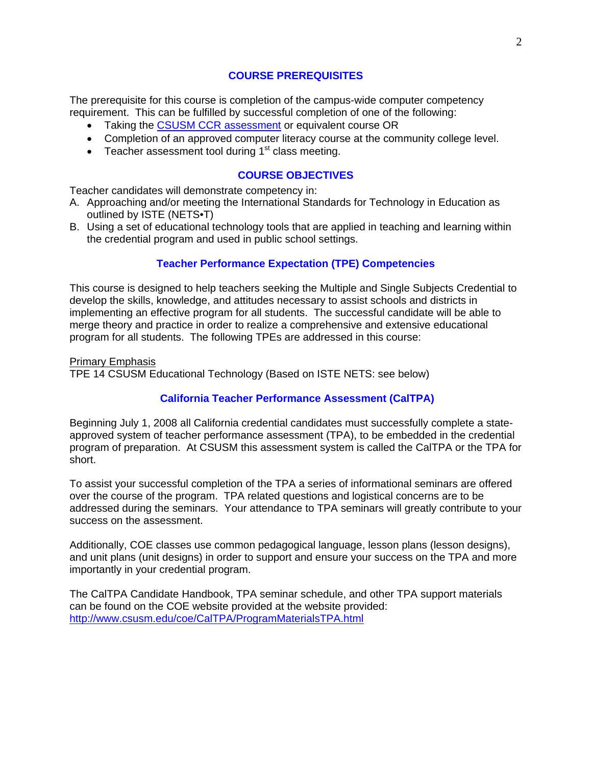## COURSE PREREQUISITES

The prerequisite for this course is completion of the campus-wide computer competency requirement. This can be fulfilled by successful completion of one of the following:

- Taking the CSUSM CCR assessment or equivalent course OR
- Completion of an approved computer literacy course at the community college level.
- Teacher assessment tool during 1st class meeting.

## COURSE OBJECTIVES

Teacher candidates will demonstrate competency in:

A. Approaching and/or meeting the International Standards for Technology in Education as outlined by ISTE (NETS•T)

B. Using a set of educational technology tools that are applied in teaching and learning within the credential program and used in public school settings.

## Teacher Performance Expectation (TPE) Competencies

This course is designed to help teachers seeking the Multiple and Single Subjects Credential to develop the skills, knowledge, and attitudes necessary to assist schools and districts in implementing an effective program for all students. The successful candidate will be able to merge theory and practice in order to realize a comprehensive and extensive educational program for all students. The following TPEs are addressed in this course:

Primary Emphasis
TPE 14 CSUSM Educational Technology (Based on ISTE NETS: see below)

## California Teacher Performance Assessment (CalTPA)

Beginning July 1, 2008 all California credential candidates must successfully complete a state-approved system of teacher performance assessment (TPA), to be embedded in the credential program of preparation. At CSUSM this assessment system is called the CalTPA or the TPA for short.

To assist your successful completion of the TPA a series of informational seminars are offered over the course of the program. TPA related questions and logistical concerns are to be addressed during the seminars. Your attendance to TPA seminars will greatly contribute to your success on the assessment.

Additionally, COE classes use common pedagogical language, lesson plans (lesson designs), and unit plans (unit designs) in order to support and ensure your success on the TPA and more importantly in your credential program.

The CalTPA Candidate Handbook, TPA seminar schedule, and other TPA support materials can be found on the COE website provided at the website provided:
http://www.csusm.edu/coe/CalTPA/ProgramMaterialsTPA.html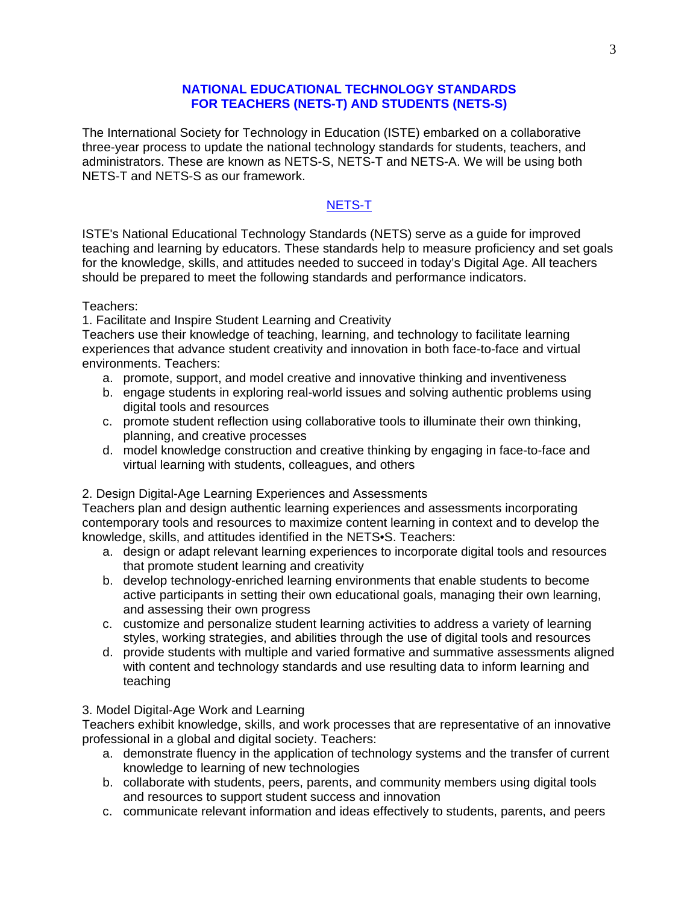## NATIONAL EDUCATIONAL TECHNOLOGY STANDARDS FOR TEACHERS (NETS-T) AND STUDENTS (NETS-S)

The International Society for Technology in Education (ISTE) embarked on a collaborative three-year process to update the national technology standards for students, teachers, and administrators. These are known as NETS-S, NETS-T and NETS-A. We will be using both NETS-T and NETS-S as our framework.

### NETS-T

ISTE's National Educational Technology Standards (NETS) serve as a guide for improved teaching and learning by educators. These standards help to measure proficiency and set goals for the knowledge, skills, and attitudes needed to succeed in today's Digital Age. All teachers should be prepared to meet the following standards and performance indicators.

Teachers:

1. Facilitate and Inspire Student Learning and Creativity

Teachers use their knowledge of teaching, learning, and technology to facilitate learning experiences that advance student creativity and innovation in both face-to-face and virtual environments. Teachers:

a. promote, support, and model creative and innovative thinking and inventiveness
b. engage students in exploring real-world issues and solving authentic problems using digital tools and resources
c. promote student reflection using collaborative tools to illuminate their own thinking, planning, and creative processes
d. model knowledge construction and creative thinking by engaging in face-to-face and virtual learning with students, colleagues, and others

2. Design Digital-Age Learning Experiences and Assessments

Teachers plan and design authentic learning experiences and assessments incorporating contemporary tools and resources to maximize content learning in context and to develop the knowledge, skills, and attitudes identified in the NETS•S. Teachers:

a. design or adapt relevant learning experiences to incorporate digital tools and resources that promote student learning and creativity
b. develop technology-enriched learning environments that enable students to become active participants in setting their own educational goals, managing their own learning, and assessing their own progress
c. customize and personalize student learning activities to address a variety of learning styles, working strategies, and abilities through the use of digital tools and resources
d. provide students with multiple and varied formative and summative assessments aligned with content and technology standards and use resulting data to inform learning and teaching

3. Model Digital-Age Work and Learning

Teachers exhibit knowledge, skills, and work processes that are representative of an innovative professional in a global and digital society. Teachers:

a. demonstrate fluency in the application of technology systems and the transfer of current knowledge to learning of new technologies
b. collaborate with students, peers, parents, and community members using digital tools and resources to support student success and innovation
c. communicate relevant information and ideas effectively to students, parents, and peers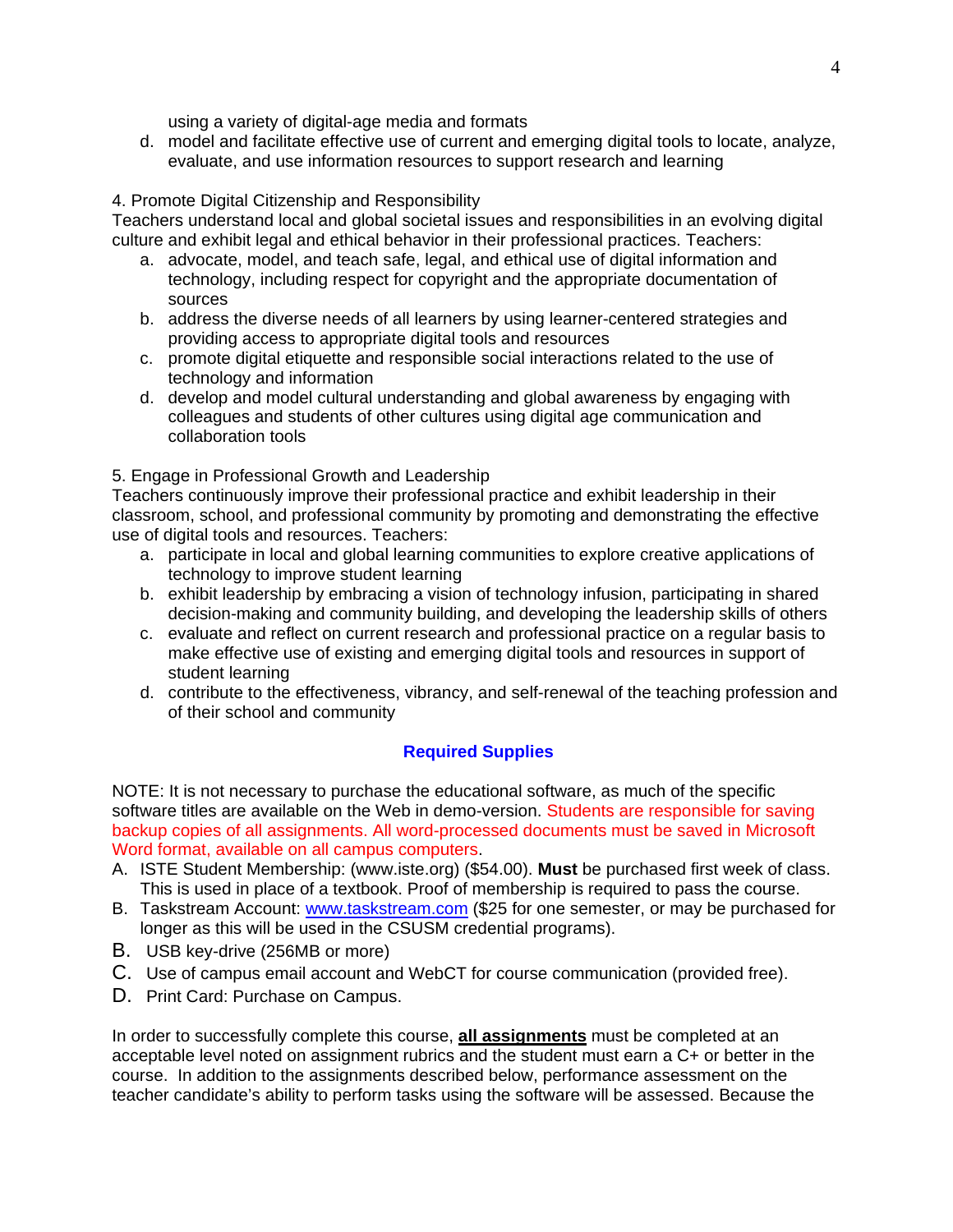using a variety of digital-age media and formats

d. model and facilitate effective use of current and emerging digital tools to locate, analyze, evaluate, and use information resources to support research and learning

4. Promote Digital Citizenship and Responsibility

Teachers understand local and global societal issues and responsibilities in an evolving digital culture and exhibit legal and ethical behavior in their professional practices. Teachers:

a. advocate, model, and teach safe, legal, and ethical use of digital information and technology, including respect for copyright and the appropriate documentation of sources
b. address the diverse needs of all learners by using learner-centered strategies and providing access to appropriate digital tools and resources
c. promote digital etiquette and responsible social interactions related to the use of technology and information
d. develop and model cultural understanding and global awareness by engaging with colleagues and students of other cultures using digital age communication and collaboration tools

5. Engage in Professional Growth and Leadership

Teachers continuously improve their professional practice and exhibit leadership in their classroom, school, and professional community by promoting and demonstrating the effective use of digital tools and resources. Teachers:

a. participate in local and global learning communities to explore creative applications of technology to improve student learning
b. exhibit leadership by embracing a vision of technology infusion, participating in shared decision-making and community building, and developing the leadership skills of others
c. evaluate and reflect on current research and professional practice on a regular basis to make effective use of existing and emerging digital tools and resources in support of student learning
d. contribute to the effectiveness, vibrancy, and self-renewal of the teaching profession and of their school and community

## Required Supplies

NOTE: It is not necessary to purchase the educational software, as much of the specific software titles are available on the Web in demo-version. Students are responsible for saving backup copies of all assignments. All word-processed documents must be saved in Microsoft Word format, available on all campus computers.

A. ISTE Student Membership: (www.iste.org) ($54.00). **Must** be purchased first week of class. This is used in place of a textbook. Proof of membership is required to pass the course.
B. Taskstream Account: www.taskstream.com ($25 for one semester, or may be purchased for longer as this will be used in the CSUSM credential programs).
B. USB key-drive (256MB or more)
C. Use of campus email account and WebCT for course communication (provided free).
D. Print Card: Purchase on Campus.

In order to successfully complete this course, **all assignments** must be completed at an acceptable level noted on assignment rubrics and the student must earn a C+ or better in the course. In addition to the assignments described below, performance assessment on the teacher candidate's ability to perform tasks using the software will be assessed. Because the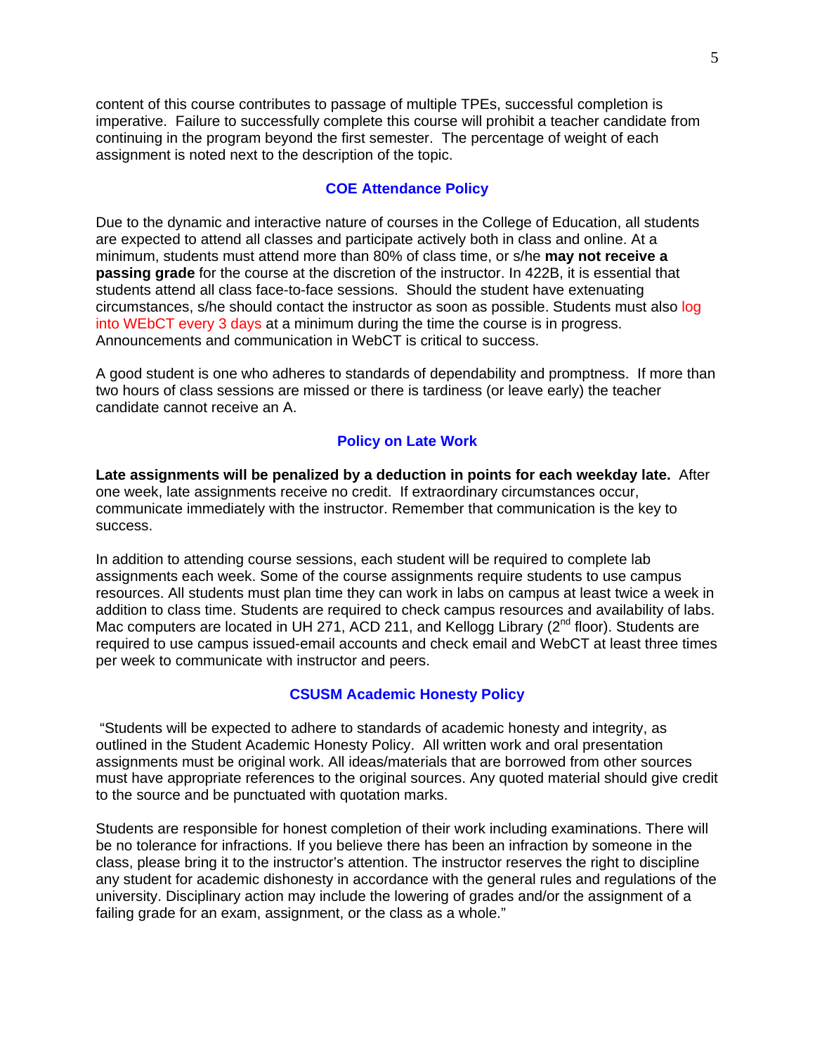content of this course contributes to passage of multiple TPEs, successful completion is imperative. Failure to successfully complete this course will prohibit a teacher candidate from continuing in the program beyond the first semester. The percentage of weight of each assignment is noted next to the description of the topic.

### COE Attendance Policy

Due to the dynamic and interactive nature of courses in the College of Education, all students are expected to attend all classes and participate actively both in class and online. At a minimum, students must attend more than 80% of class time, or s/he **may not receive a passing grade** for the course at the discretion of the instructor. In 422B, it is essential that students attend all class face-to-face sessions. Should the student have extenuating circumstances, s/he should contact the instructor as soon as possible. Students must also log into WEbCT every 3 days at a minimum during the time the course is in progress. Announcements and communication in WebCT is critical to success.

A good student is one who adheres to standards of dependability and promptness. If more than two hours of class sessions are missed or there is tardiness (or leave early) the teacher candidate cannot receive an A.

### Policy on Late Work

**Late assignments will be penalized by a deduction in points for each weekday late.** After one week, late assignments receive no credit. If extraordinary circumstances occur, communicate immediately with the instructor. Remember that communication is the key to success.

In addition to attending course sessions, each student will be required to complete lab assignments each week. Some of the course assignments require students to use campus resources. All students must plan time they can work in labs on campus at least twice a week in addition to class time. Students are required to check campus resources and availability of labs. Mac computers are located in UH 271, ACD 211, and Kellogg Library (2nd floor). Students are required to use campus issued-email accounts and check email and WebCT at least three times per week to communicate with instructor and peers.

### CSUSM Academic Honesty Policy

"Students will be expected to adhere to standards of academic honesty and integrity, as outlined in the Student Academic Honesty Policy. All written work and oral presentation assignments must be original work. All ideas/materials that are borrowed from other sources must have appropriate references to the original sources. Any quoted material should give credit to the source and be punctuated with quotation marks.

Students are responsible for honest completion of their work including examinations. There will be no tolerance for infractions. If you believe there has been an infraction by someone in the class, please bring it to the instructor's attention. The instructor reserves the right to discipline any student for academic dishonesty in accordance with the general rules and regulations of the university. Disciplinary action may include the lowering of grades and/or the assignment of a failing grade for an exam, assignment, or the class as a whole."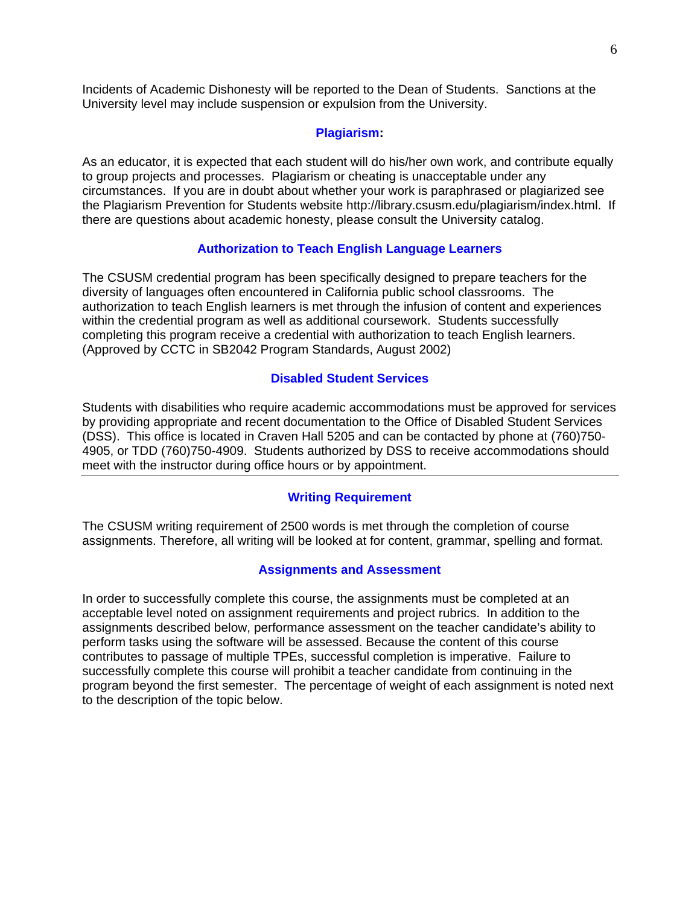Incidents of Academic Dishonesty will be reported to the Dean of Students. Sanctions at the University level may include suspension or expulsion from the University.

### Plagiarism:

As an educator, it is expected that each student will do his/her own work, and contribute equally to group projects and processes. Plagiarism or cheating is unacceptable under any circumstances. If you are in doubt about whether your work is paraphrased or plagiarized see the Plagiarism Prevention for Students website http://library.csusm.edu/plagiarism/index.html. If there are questions about academic honesty, please consult the University catalog.

### Authorization to Teach English Language Learners

The CSUSM credential program has been specifically designed to prepare teachers for the diversity of languages often encountered in California public school classrooms. The authorization to teach English learners is met through the infusion of content and experiences within the credential program as well as additional coursework. Students successfully completing this program receive a credential with authorization to teach English learners. (Approved by CCTC in SB2042 Program Standards, August 2002)

### Disabled Student Services

Students with disabilities who require academic accommodations must be approved for services by providing appropriate and recent documentation to the Office of Disabled Student Services (DSS). This office is located in Craven Hall 5205 and can be contacted by phone at (760)750-4905, or TDD (760)750-4909. Students authorized by DSS to receive accommodations should meet with the instructor during office hours or by appointment.

---

### Writing Requirement

The CSUSM writing requirement of 2500 words is met through the completion of course assignments. Therefore, all writing will be looked at for content, grammar, spelling and format.

### Assignments and Assessment

In order to successfully complete this course, the assignments must be completed at an acceptable level noted on assignment requirements and project rubrics. In addition to the assignments described below, performance assessment on the teacher candidate's ability to perform tasks using the software will be assessed. Because the content of this course contributes to passage of multiple TPEs, successful completion is imperative. Failure to successfully complete this course will prohibit a teacher candidate from continuing in the program beyond the first semester. The percentage of weight of each assignment is noted next to the description of the topic below.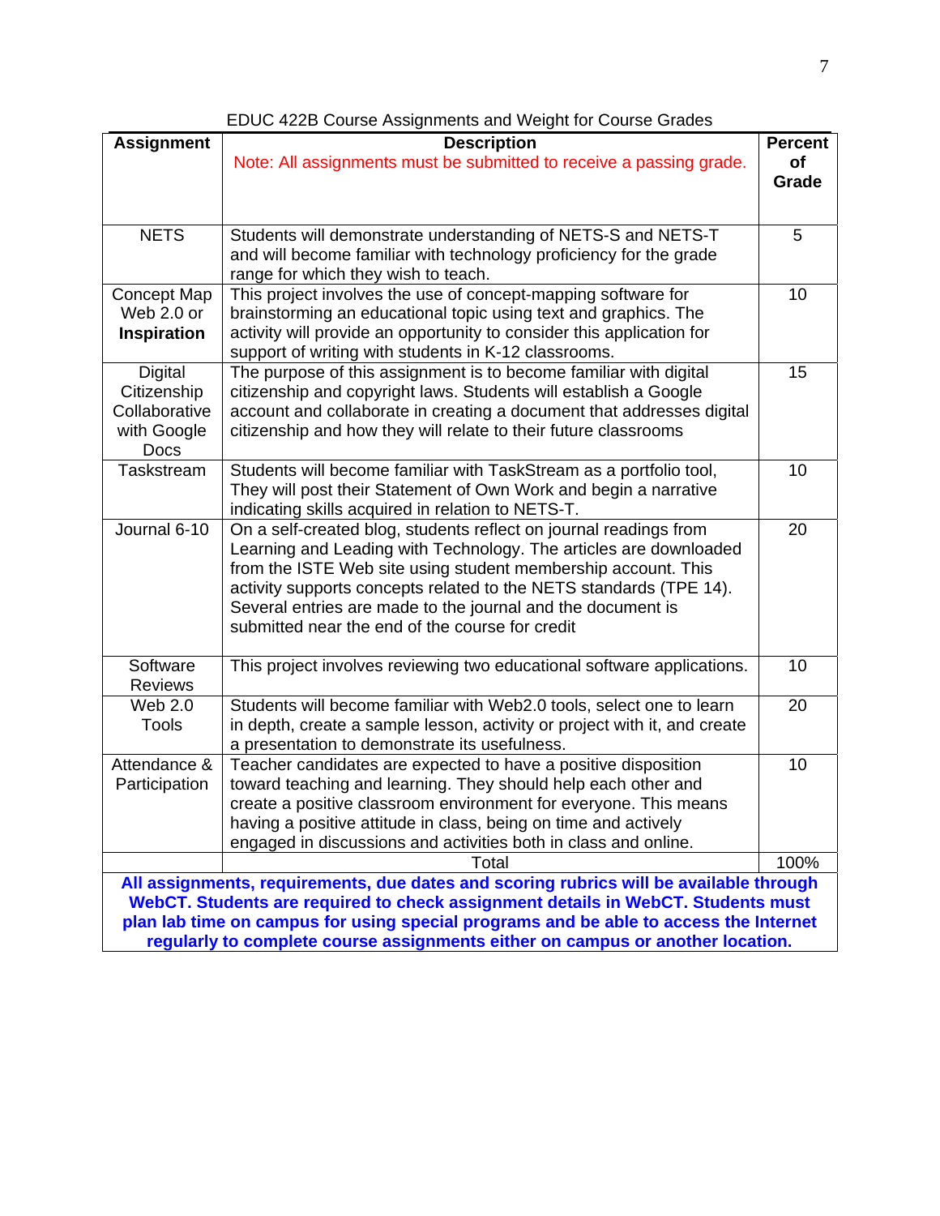EDUC 422B Course Assignments and Weight for Course Grades

| **Assignment** | **Description**<br>Note: All assignments must be submitted to receive a passing grade. | **Percent of Grade** |
|---|---|---|
| NETS | Students will demonstrate understanding of NETS-S and NETS-T and will become familiar with technology proficiency for the grade range for which they wish to teach. | 5 |
| Concept Map Web 2.0 or **Inspiration** | This project involves the use of concept-mapping software for brainstorming an educational topic using text and graphics. The activity will provide an opportunity to consider this application for support of writing with students in K-12 classrooms. | 10 |
| Digital Citizenship Collaborative with Google Docs | The purpose of this assignment is to become familiar with digital citizenship and copyright laws. Students will establish a Google account and collaborate in creating a document that addresses digital citizenship and how they will relate to their future classrooms | 15 |
| Taskstream | Students will become familiar with TaskStream as a portfolio tool, They will post their Statement of Own Work and begin a narrative indicating skills acquired in relation to NETS-T. | 10 |
| Journal 6-10 | On a self-created blog, students reflect on journal readings from Learning and Leading with Technology. The articles are downloaded from the ISTE Web site using student membership account. This activity supports concepts related to the NETS standards (TPE 14). Several entries are made to the journal and the document is submitted near the end of the course for credit | 20 |
| Software Reviews | This project involves reviewing two educational software applications. | 10 |
| Web 2.0 Tools | Students will become familiar with Web2.0 tools, select one to learn in depth, create a sample lesson, activity or project with it, and create a presentation to demonstrate its usefulness. | 20 |
| Attendance & Participation | Teacher candidates are expected to have a positive disposition toward teaching and learning. They should help each other and create a positive classroom environment for everyone. This means having a positive attitude in class, being on time and actively engaged in discussions and activities both in class and online. | 10 |
| | Total | 100% |
| **All assignments, requirements, due dates and scoring rubrics will be available through WebCT. Students are required to check assignment details in WebCT. Students must plan lab time on campus for using special programs and be able to access the Internet regularly to complete course assignments either on campus or another location.** | | |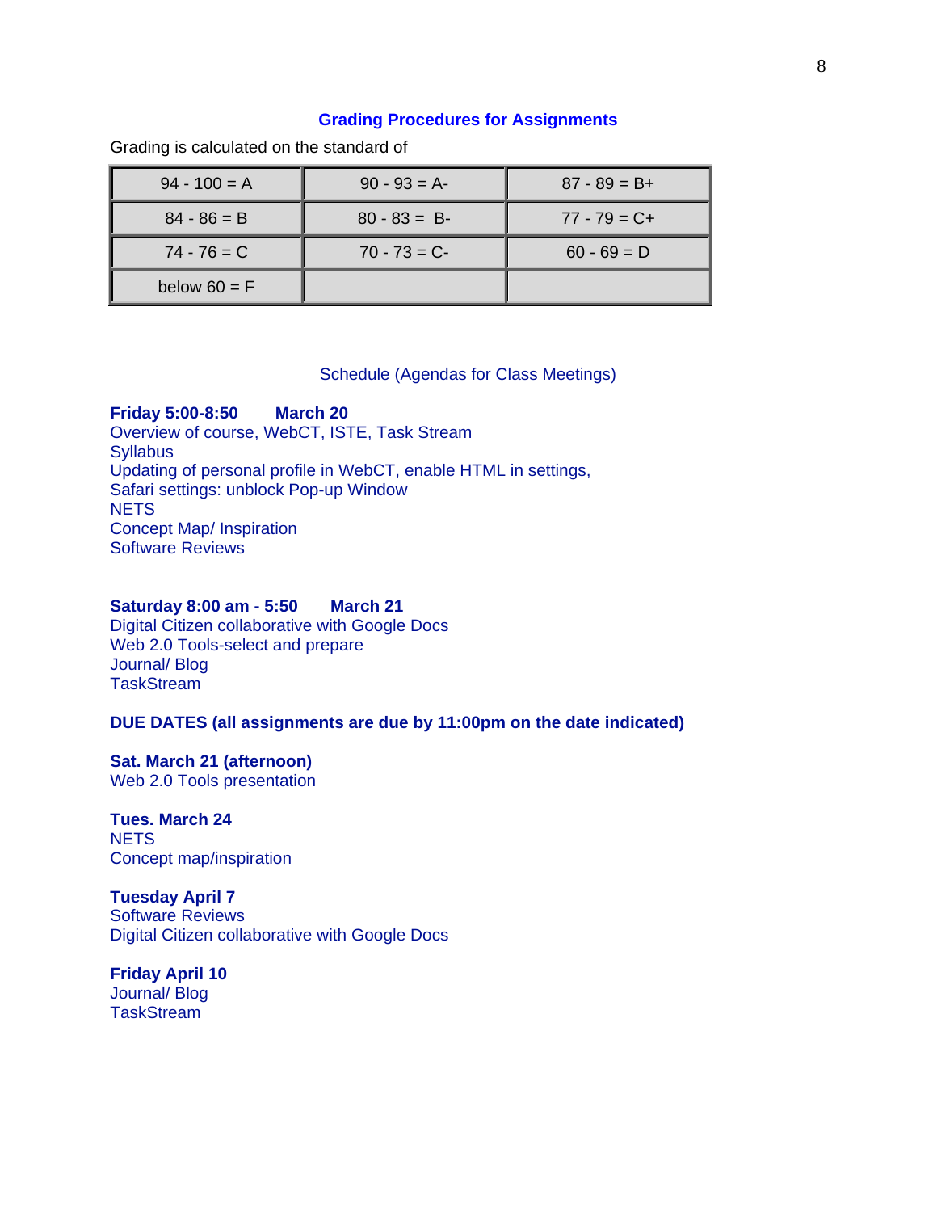## Grading Procedures for Assignments

Grading is calculated on the standard of

| | | |
|---|---|---|
| 94 - 100 = A | 90 - 93 = A- | 87 - 89 = B+ |
| 84 - 86 = B | 80 - 83 = B- | 77 - 79 = C+ |
| 74 - 76 = C | 70 - 73 = C- | 60 - 69 = D |
| below 60 = F | | |

## Schedule (Agendas for Class Meetings)

**Friday 5:00-8:50 March 20**

Overview of course, WebCT, ISTE, Task Stream
Syllabus
Updating of personal profile in WebCT, enable HTML in settings,
Safari settings: unblock Pop-up Window
NETS
Concept Map/ Inspiration
Software Reviews

**Saturday 8:00 am - 5:50 March 21**

Digital Citizen collaborative with Google Docs
Web 2.0 Tools-select and prepare
Journal/ Blog
TaskStream

**DUE DATES (all assignments are due by 11:00pm on the date indicated)**

**Sat. March 21 (afternoon)**
Web 2.0 Tools presentation

**Tues. March 24**
NETS
Concept map/inspiration

**Tuesday April 7**
Software Reviews
Digital Citizen collaborative with Google Docs

**Friday April 10**
Journal/ Blog
TaskStream